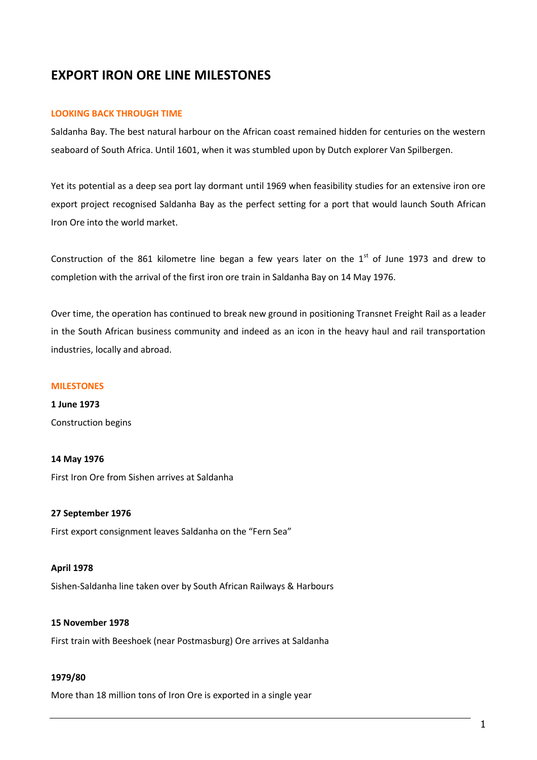# EXPORT IRON ORE LINE MILESTONES

## LOOKING BACK THROUGH TIME

Saldanha Bay. The best natural harbour on the African coast remained hidden for centuries on the western seaboard of South Africa. Until 1601, when it was stumbled upon by Dutch explorer Van Spilbergen.

Yet its potential as a deep sea port lay dormant until 1969 when feasibility studies for an extensive iron ore export project recognised Saldanha Bay as the perfect setting for a port that would launch South African Iron Ore into the world market.

Construction of the 861 kilometre line began a few years later on the 1st of June 1973 and drew to completion with the arrival of the first iron ore train in Saldanha Bay on 14 May 1976.

Over time, the operation has continued to break new ground in positioning Transnet Freight Rail as a leader in the South African business community and indeed as an icon in the heavy haul and rail transportation industries, locally and abroad.

## MILESTONES

**1 June 1973**

Construction begins

**14 May 1976**

First Iron Ore from Sishen arrives at Saldanha

**27 September 1976**

First export consignment leaves Saldanha on the “Fern Sea”

**April 1978**

Sishen-Saldanha line taken over by South African Railways & Harbours

**15 November 1978**

First train with Beeshoek (near Postmasburg) Ore arrives at Saldanha

**1979/80**

More than 18 million tons of Iron Ore is exported in a single year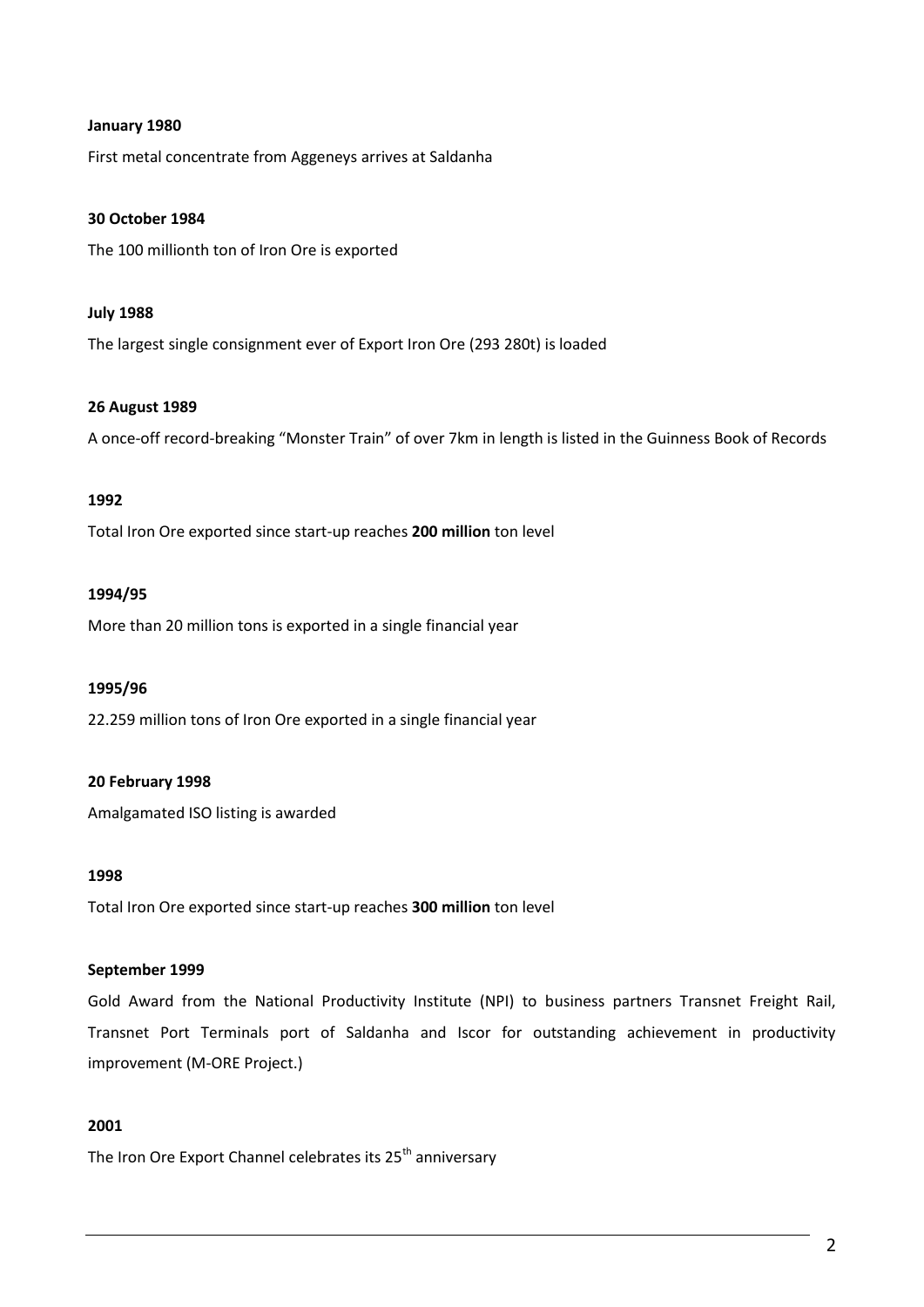**January 1980**

First metal concentrate from Aggeneys arrives at Saldanha

**30 October 1984**

The 100 millionth ton of Iron Ore is exported

**July 1988**

The largest single consignment ever of Export Iron Ore (293 280t) is loaded

**26 August 1989**

A once-off record-breaking "Monster Train" of over 7km in length is listed in the Guinness Book of Records

**1992**

Total Iron Ore exported since start-up reaches **200 million** ton level

**1994/95**

More than 20 million tons is exported in a single financial year

**1995/96**

22.259 million tons of Iron Ore exported in a single financial year

**20 February 1998**

Amalgamated ISO listing is awarded

**1998**

Total Iron Ore exported since start-up reaches **300 million** ton level

**September 1999**

Gold Award from the National Productivity Institute (NPI) to business partners Transnet Freight Rail, Transnet Port Terminals port of Saldanha and Iscor for outstanding achievement in productivity improvement (M-ORE Project.)

**2001**

The Iron Ore Export Channel celebrates its 25th anniversary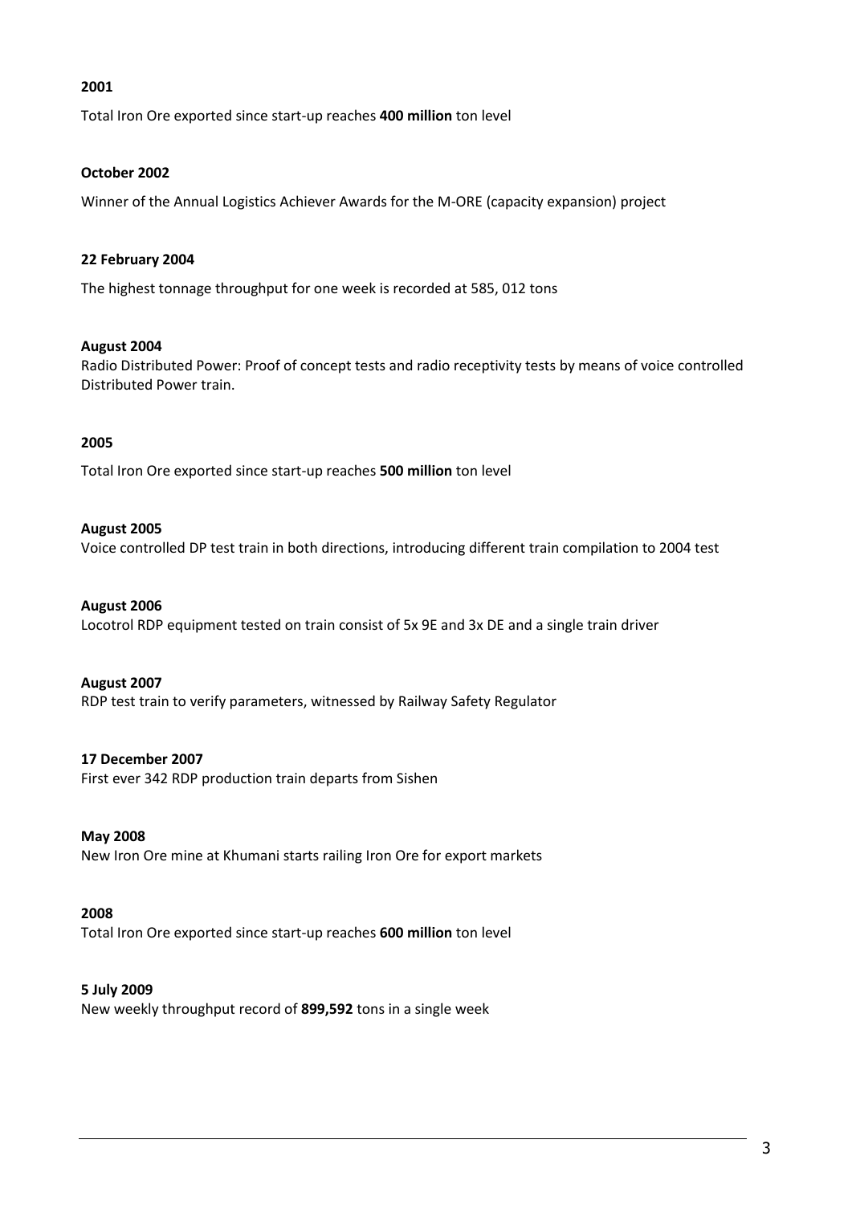**2001**

Total Iron Ore exported since start-up reaches **400 million** ton level

**October 2002**

Winner of the Annual Logistics Achiever Awards for the M-ORE (capacity expansion) project

**22 February 2004**

The highest tonnage throughput for one week is recorded at 585, 012 tons

**August 2004**

Radio Distributed Power: Proof of concept tests and radio receptivity tests by means of voice controlled Distributed Power train.

**2005**

Total Iron Ore exported since start-up reaches **500 million** ton level

**August 2005**

Voice controlled DP test train in both directions, introducing different train compilation to 2004 test

**August 2006**

Locotrol RDP equipment tested on train consist of 5x 9E and 3x DE and a single train driver

**August 2007**

RDP test train to verify parameters, witnessed by Railway Safety Regulator

**17 December 2007**

First ever 342 RDP production train departs from Sishen

**May 2008**

New Iron Ore mine at Khumani starts railing Iron Ore for export markets

**2008**

Total Iron Ore exported since start-up reaches **600 million** ton level

**5 July 2009**

New weekly throughput record of **899,592** tons in a single week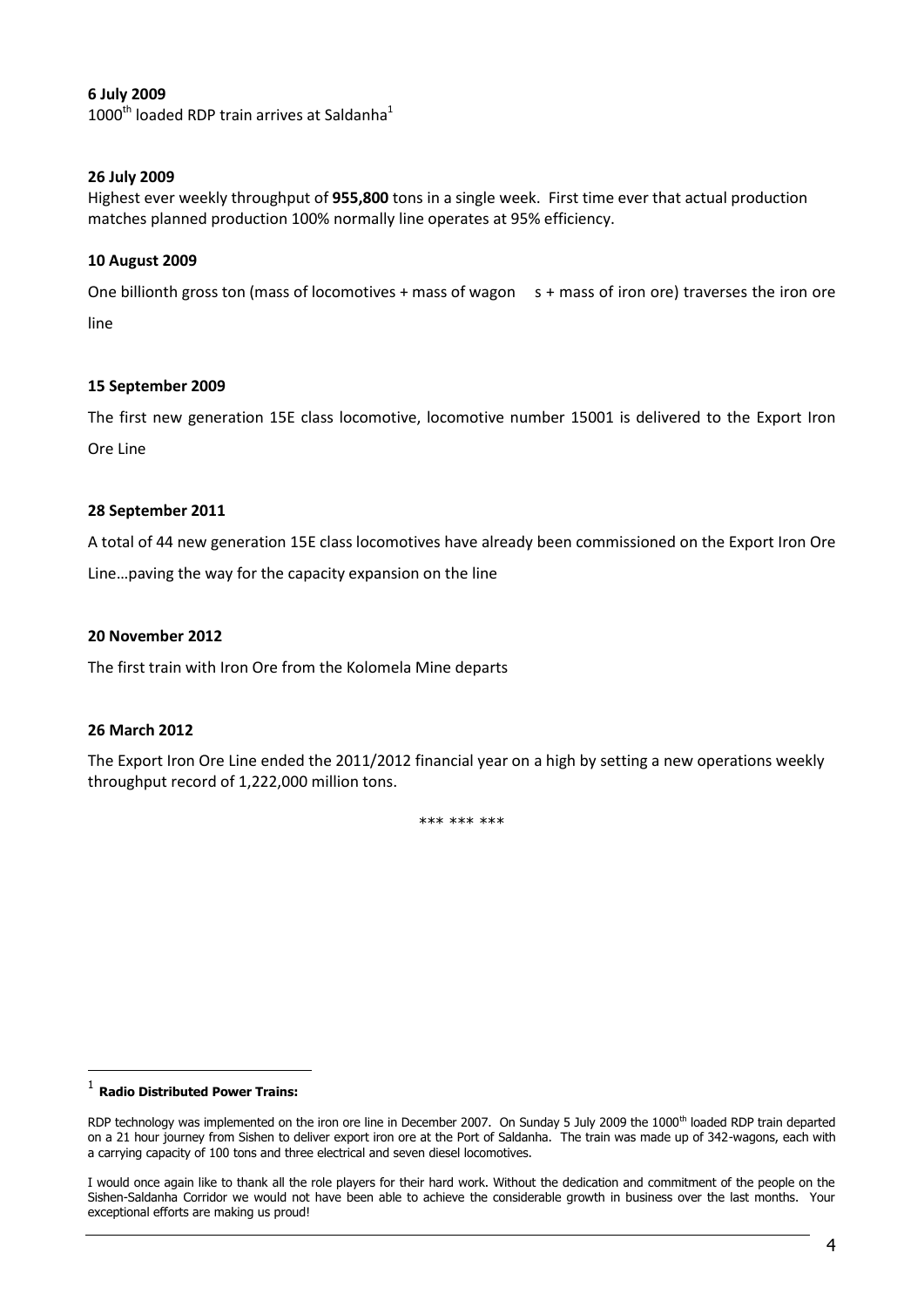**6 July 2009**
1000th loaded RDP train arrives at Saldanha[1]

**26 July 2009**
Highest ever weekly throughput of **955,800** tons in a single week. First time ever that actual production matches planned production 100% normally line operates at 95% efficiency.

**10 August 2009**

One billionth gross ton (mass of locomotives + mass of wagon s + mass of iron ore) traverses the iron ore line

**15 September 2009**

The first new generation 15E class locomotive, locomotive number 15001 is delivered to the Export Iron Ore Line

**28 September 2011**

A total of 44 new generation 15E class locomotives have already been commissioned on the Export Iron Ore Line…paving the way for the capacity expansion on the line

**20 November 2012**

The first train with Iron Ore from the Kolomela Mine departs

**26 March 2012**

The Export Iron Ore Line ended the 2011/2012 financial year on a high by setting a new operations weekly throughput record of 1,222,000 million tons.

*** *** ***

---

[1] **Radio Distributed Power Trains:**

RDP technology was implemented on the iron ore line in December 2007. On Sunday 5 July 2009 the 1000th loaded RDP train departed on a 21 hour journey from Sishen to deliver export iron ore at the Port of Saldanha. The train was made up of 342-wagons, each with a carrying capacity of 100 tons and three electrical and seven diesel locomotives.

I would once again like to thank all the role players for their hard work. Without the dedication and commitment of the people on the Sishen-Saldanha Corridor we would not have been able to achieve the considerable growth in business over the last months. Your exceptional efforts are making us proud!